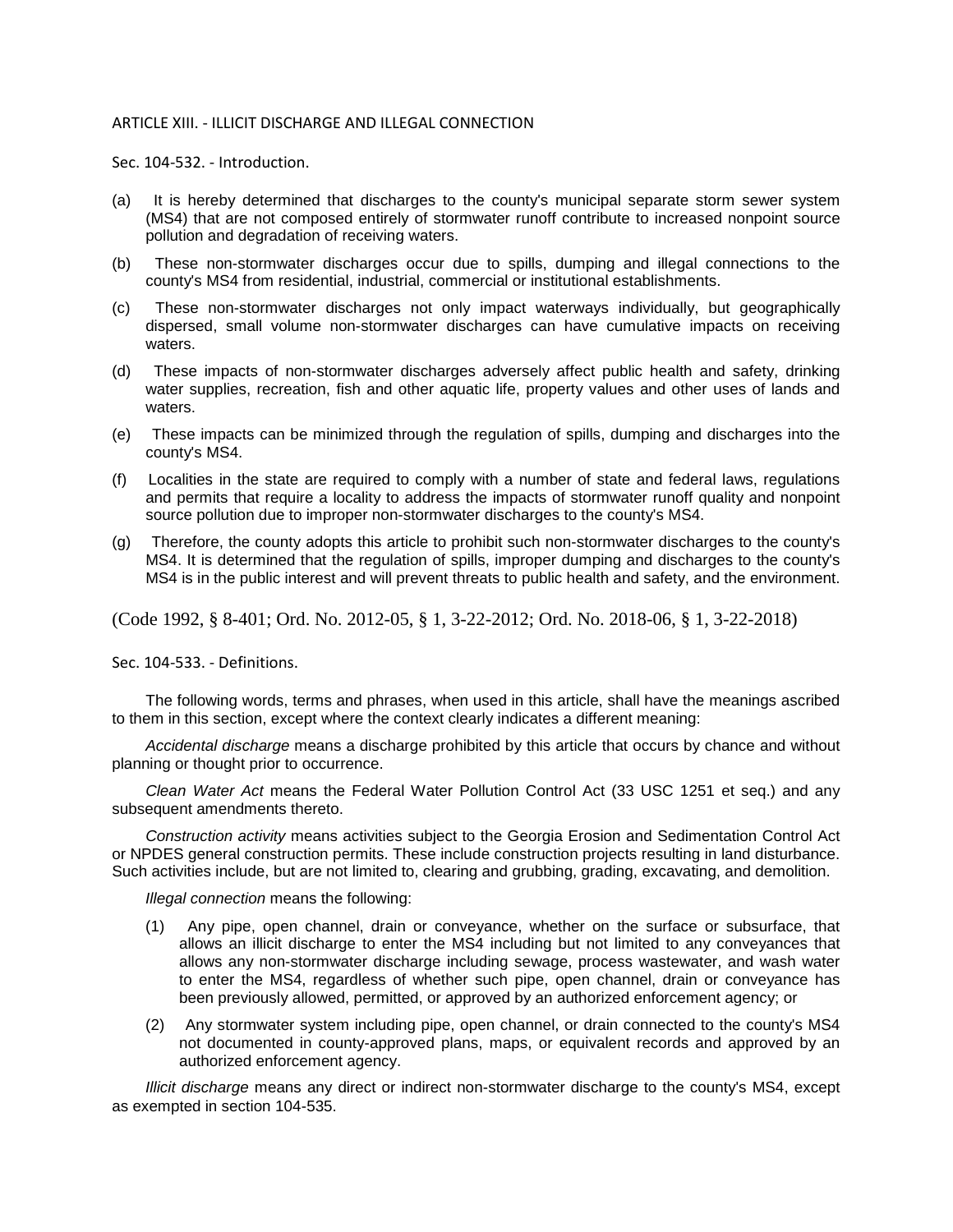## ARTICLE XIII. - ILLICIT DISCHARGE AND ILLEGAL CONNECTION

### Sec. 104-532. - Introduction.

(a) It is hereby determined that discharges to the county's municipal separate storm sewer system (MS4) that are not composed entirely of stormwater runoff contribute to increased nonpoint source pollution and degradation of receiving waters.

(b) These non-stormwater discharges occur due to spills, dumping and illegal connections to the county's MS4 from residential, industrial, commercial or institutional establishments.

(c) These non-stormwater discharges not only impact waterways individually, but geographically dispersed, small volume non-stormwater discharges can have cumulative impacts on receiving waters.

(d) These impacts of non-stormwater discharges adversely affect public health and safety, drinking water supplies, recreation, fish and other aquatic life, property values and other uses of lands and waters.

(e) These impacts can be minimized through the regulation of spills, dumping and discharges into the county's MS4.

(f) Localities in the state are required to comply with a number of state and federal laws, regulations and permits that require a locality to address the impacts of stormwater runoff quality and nonpoint source pollution due to improper non-stormwater discharges to the county's MS4.

(g) Therefore, the county adopts this article to prohibit such non-stormwater discharges to the county's MS4. It is determined that the regulation of spills, improper dumping and discharges to the county's MS4 is in the public interest and will prevent threats to public health and safety, and the environment.

(Code 1992, § 8-401; Ord. No. 2012-05, § 1, 3-22-2012; Ord. No. 2018-06, § 1, 3-22-2018)

### Sec. 104-533. - Definitions.

The following words, terms and phrases, when used in this article, shall have the meanings ascribed to them in this section, except where the context clearly indicates a different meaning:

*Accidental discharge* means a discharge prohibited by this article that occurs by chance and without planning or thought prior to occurrence.

*Clean Water Act* means the Federal Water Pollution Control Act (33 USC 1251 et seq.) and any subsequent amendments thereto.

*Construction activity* means activities subject to the Georgia Erosion and Sedimentation Control Act or NPDES general construction permits. These include construction projects resulting in land disturbance. Such activities include, but are not limited to, clearing and grubbing, grading, excavating, and demolition.

*Illegal connection* means the following:

(1) Any pipe, open channel, drain or conveyance, whether on the surface or subsurface, that allows an illicit discharge to enter the MS4 including but not limited to any conveyances that allows any non-stormwater discharge including sewage, process wastewater, and wash water to enter the MS4, regardless of whether such pipe, open channel, drain or conveyance has been previously allowed, permitted, or approved by an authorized enforcement agency; or

(2) Any stormwater system including pipe, open channel, or drain connected to the county's MS4 not documented in county-approved plans, maps, or equivalent records and approved by an authorized enforcement agency.

*Illicit discharge* means any direct or indirect non-stormwater discharge to the county's MS4, except as exempted in section 104-535.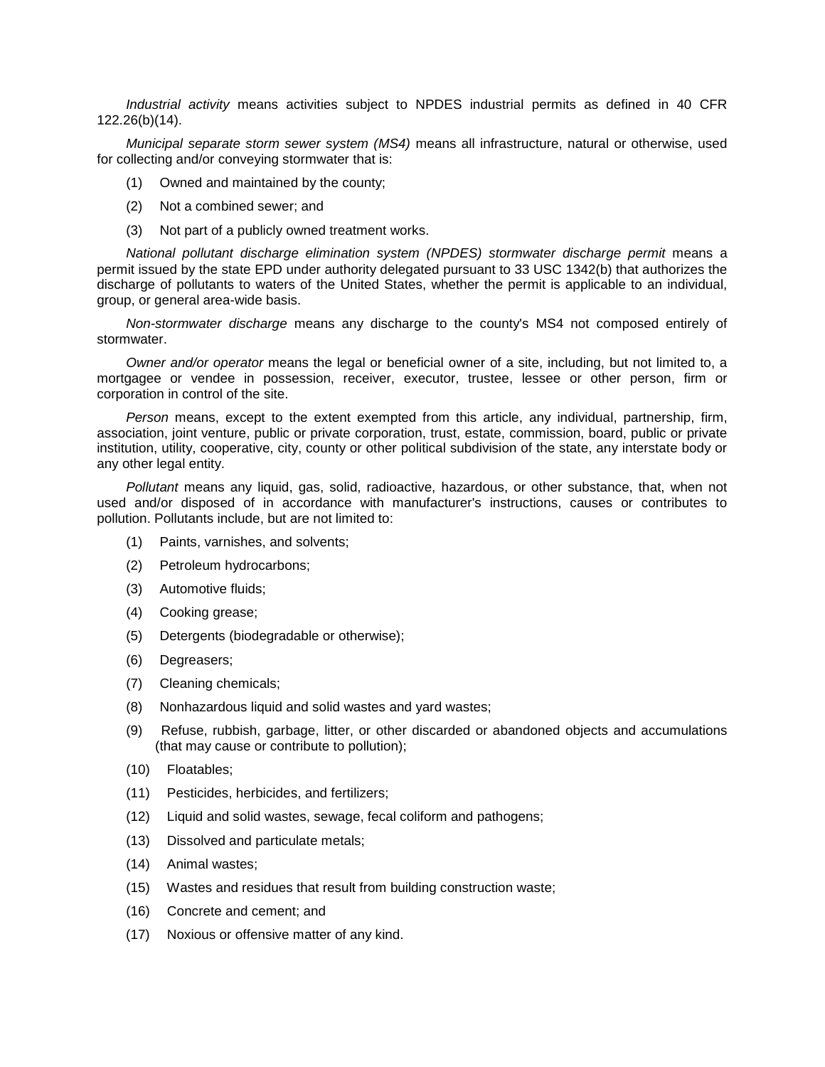*Industrial activity* means activities subject to NPDES industrial permits as defined in 40 CFR 122.26(b)(14).

*Municipal separate storm sewer system (MS4)* means all infrastructure, natural or otherwise, used for collecting and/or conveying stormwater that is:

(1) Owned and maintained by the county;

(2) Not a combined sewer; and

(3) Not part of a publicly owned treatment works.

*National pollutant discharge elimination system (NPDES) stormwater discharge permit* means a permit issued by the state EPD under authority delegated pursuant to 33 USC 1342(b) that authorizes the discharge of pollutants to waters of the United States, whether the permit is applicable to an individual, group, or general area-wide basis.

*Non-stormwater discharge* means any discharge to the county's MS4 not composed entirely of stormwater.

*Owner and/or operator* means the legal or beneficial owner of a site, including, but not limited to, a mortgagee or vendee in possession, receiver, executor, trustee, lessee or other person, firm or corporation in control of the site.

*Person* means, except to the extent exempted from this article, any individual, partnership, firm, association, joint venture, public or private corporation, trust, estate, commission, board, public or private institution, utility, cooperative, city, county or other political subdivision of the state, any interstate body or any other legal entity.

*Pollutant* means any liquid, gas, solid, radioactive, hazardous, or other substance, that, when not used and/or disposed of in accordance with manufacturer's instructions, causes or contributes to pollution. Pollutants include, but are not limited to:

(1) Paints, varnishes, and solvents;

(2) Petroleum hydrocarbons;

(3) Automotive fluids;

(4) Cooking grease;

(5) Detergents (biodegradable or otherwise);

(6) Degreasers;

(7) Cleaning chemicals;

(8) Nonhazardous liquid and solid wastes and yard wastes;

(9) Refuse, rubbish, garbage, litter, or other discarded or abandoned objects and accumulations (that may cause or contribute to pollution);

(10) Floatables;

(11) Pesticides, herbicides, and fertilizers;

(12) Liquid and solid wastes, sewage, fecal coliform and pathogens;

(13) Dissolved and particulate metals;

(14) Animal wastes;

(15) Wastes and residues that result from building construction waste;

(16) Concrete and cement; and

(17) Noxious or offensive matter of any kind.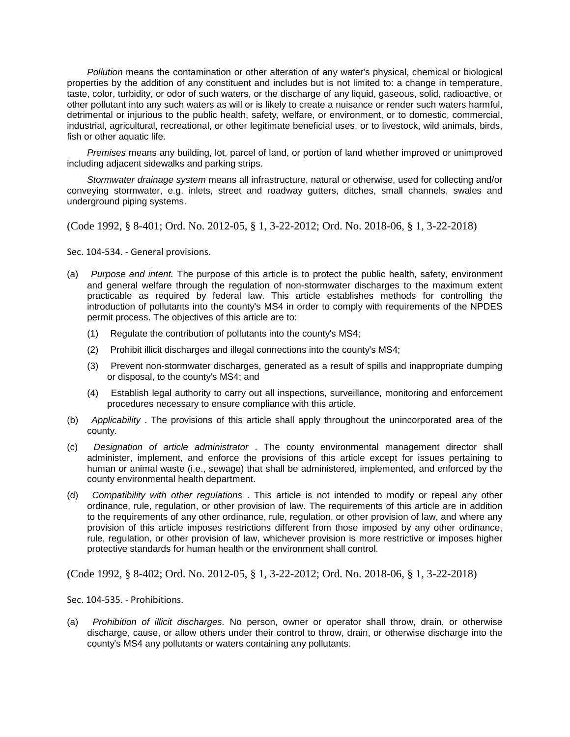*Pollution* means the contamination or other alteration of any water's physical, chemical or biological properties by the addition of any constituent and includes but is not limited to: a change in temperature, taste, color, turbidity, or odor of such waters, or the discharge of any liquid, gaseous, solid, radioactive, or other pollutant into any such waters as will or is likely to create a nuisance or render such waters harmful, detrimental or injurious to the public health, safety, welfare, or environment, or to domestic, commercial, industrial, agricultural, recreational, or other legitimate beneficial uses, or to livestock, wild animals, birds, fish or other aquatic life.

*Premises* means any building, lot, parcel of land, or portion of land whether improved or unimproved including adjacent sidewalks and parking strips.

*Stormwater drainage system* means all infrastructure, natural or otherwise, used for collecting and/or conveying stormwater, e.g. inlets, street and roadway gutters, ditches, small channels, swales and underground piping systems.

(Code 1992, § 8-401; Ord. No. 2012-05, § 1, 3-22-2012; Ord. No. 2018-06, § 1, 3-22-2018)

Sec. 104-534. - General provisions.

(a) *Purpose and intent.* The purpose of this article is to protect the public health, safety, environment and general welfare through the regulation of non-stormwater discharges to the maximum extent practicable as required by federal law. This article establishes methods for controlling the introduction of pollutants into the county's MS4 in order to comply with requirements of the NPDES permit process. The objectives of this article are to:

  (1) Regulate the contribution of pollutants into the county's MS4;

  (2) Prohibit illicit discharges and illegal connections into the county's MS4;

  (3) Prevent non-stormwater discharges, generated as a result of spills and inappropriate dumping or disposal, to the county's MS4; and

  (4) Establish legal authority to carry out all inspections, surveillance, monitoring and enforcement procedures necessary to ensure compliance with this article.

(b) *Applicability* . The provisions of this article shall apply throughout the unincorporated area of the county.

(c) *Designation of article administrator* . The county environmental management director shall administer, implement, and enforce the provisions of this article except for issues pertaining to human or animal waste (i.e., sewage) that shall be administered, implemented, and enforced by the county environmental health department.

(d) *Compatibility with other regulations* . This article is not intended to modify or repeal any other ordinance, rule, regulation, or other provision of law. The requirements of this article are in addition to the requirements of any other ordinance, rule, regulation, or other provision of law, and where any provision of this article imposes restrictions different from those imposed by any other ordinance, rule, regulation, or other provision of law, whichever provision is more restrictive or imposes higher protective standards for human health or the environment shall control.

(Code 1992, § 8-402; Ord. No. 2012-05, § 1, 3-22-2012; Ord. No. 2018-06, § 1, 3-22-2018)

Sec. 104-535. - Prohibitions.

(a) *Prohibition of illicit discharges.* No person, owner or operator shall throw, drain, or otherwise discharge, cause, or allow others under their control to throw, drain, or otherwise discharge into the county's MS4 any pollutants or waters containing any pollutants.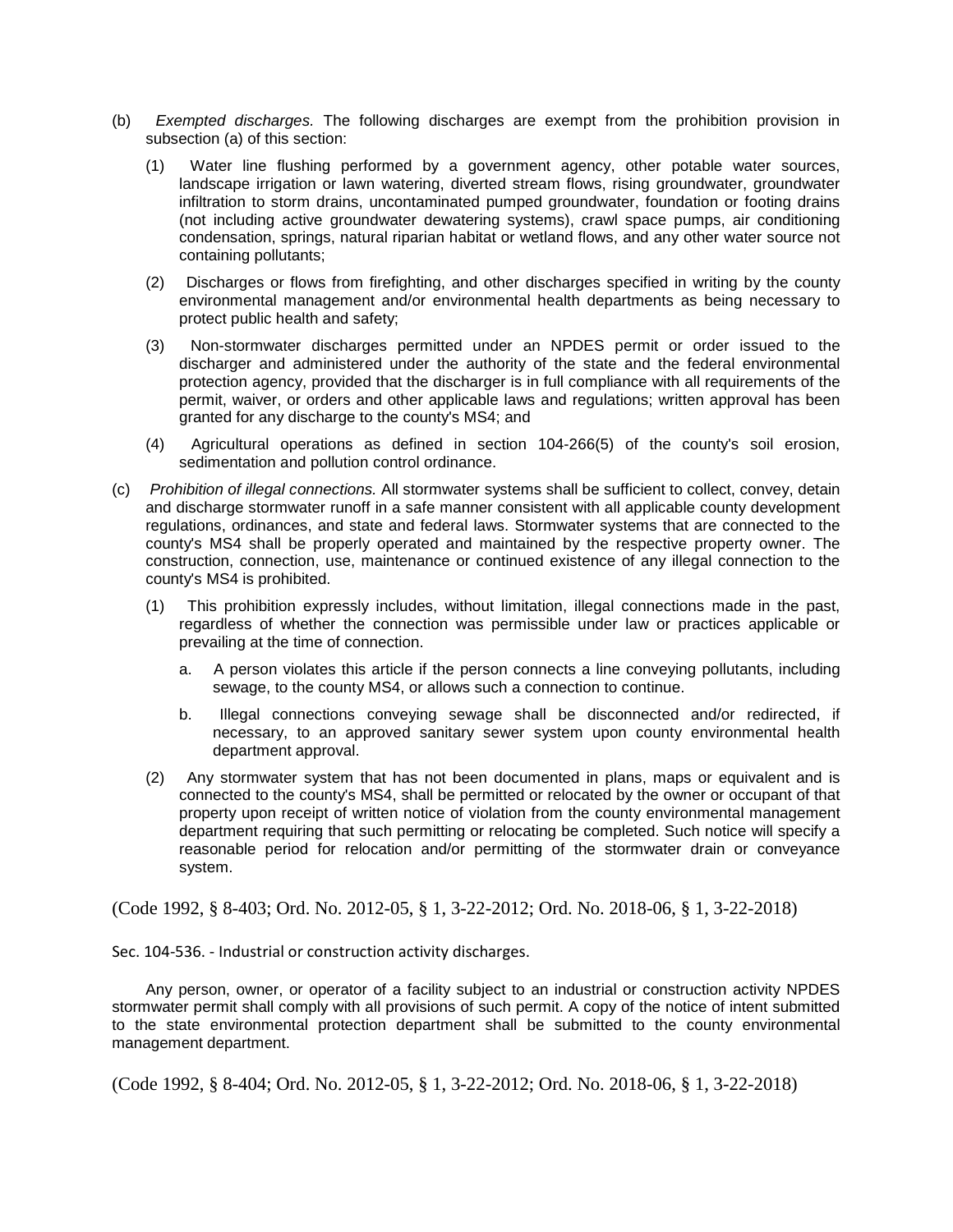(b) *Exempted discharges.* The following discharges are exempt from the prohibition provision in subsection (a) of this section:

(1) Water line flushing performed by a government agency, other potable water sources, landscape irrigation or lawn watering, diverted stream flows, rising groundwater, groundwater infiltration to storm drains, uncontaminated pumped groundwater, foundation or footing drains (not including active groundwater dewatering systems), crawl space pumps, air conditioning condensation, springs, natural riparian habitat or wetland flows, and any other water source not containing pollutants;

(2) Discharges or flows from firefighting, and other discharges specified in writing by the county environmental management and/or environmental health departments as being necessary to protect public health and safety;

(3) Non-stormwater discharges permitted under an NPDES permit or order issued to the discharger and administered under the authority of the state and the federal environmental protection agency, provided that the discharger is in full compliance with all requirements of the permit, waiver, or orders and other applicable laws and regulations; written approval has been granted for any discharge to the county's MS4; and

(4) Agricultural operations as defined in section 104-266(5) of the county's soil erosion, sedimentation and pollution control ordinance.

(c) *Prohibition of illegal connections.* All stormwater systems shall be sufficient to collect, convey, detain and discharge stormwater runoff in a safe manner consistent with all applicable county development regulations, ordinances, and state and federal laws. Stormwater systems that are connected to the county's MS4 shall be properly operated and maintained by the respective property owner. The construction, connection, use, maintenance or continued existence of any illegal connection to the county's MS4 is prohibited.

(1) This prohibition expressly includes, without limitation, illegal connections made in the past, regardless of whether the connection was permissible under law or practices applicable or prevailing at the time of connection.

a. A person violates this article if the person connects a line conveying pollutants, including sewage, to the county MS4, or allows such a connection to continue.

b. Illegal connections conveying sewage shall be disconnected and/or redirected, if necessary, to an approved sanitary sewer system upon county environmental health department approval.

(2) Any stormwater system that has not been documented in plans, maps or equivalent and is connected to the county's MS4, shall be permitted or relocated by the owner or occupant of that property upon receipt of written notice of violation from the county environmental management department requiring that such permitting or relocating be completed. Such notice will specify a reasonable period for relocation and/or permitting of the stormwater drain or conveyance system.

(Code 1992, § 8-403; Ord. No. 2012-05, § 1, 3-22-2012; Ord. No. 2018-06, § 1, 3-22-2018)

Sec. 104-536. - Industrial or construction activity discharges.

Any person, owner, or operator of a facility subject to an industrial or construction activity NPDES stormwater permit shall comply with all provisions of such permit. A copy of the notice of intent submitted to the state environmental protection department shall be submitted to the county environmental management department.

(Code 1992, § 8-404; Ord. No. 2012-05, § 1, 3-22-2012; Ord. No. 2018-06, § 1, 3-22-2018)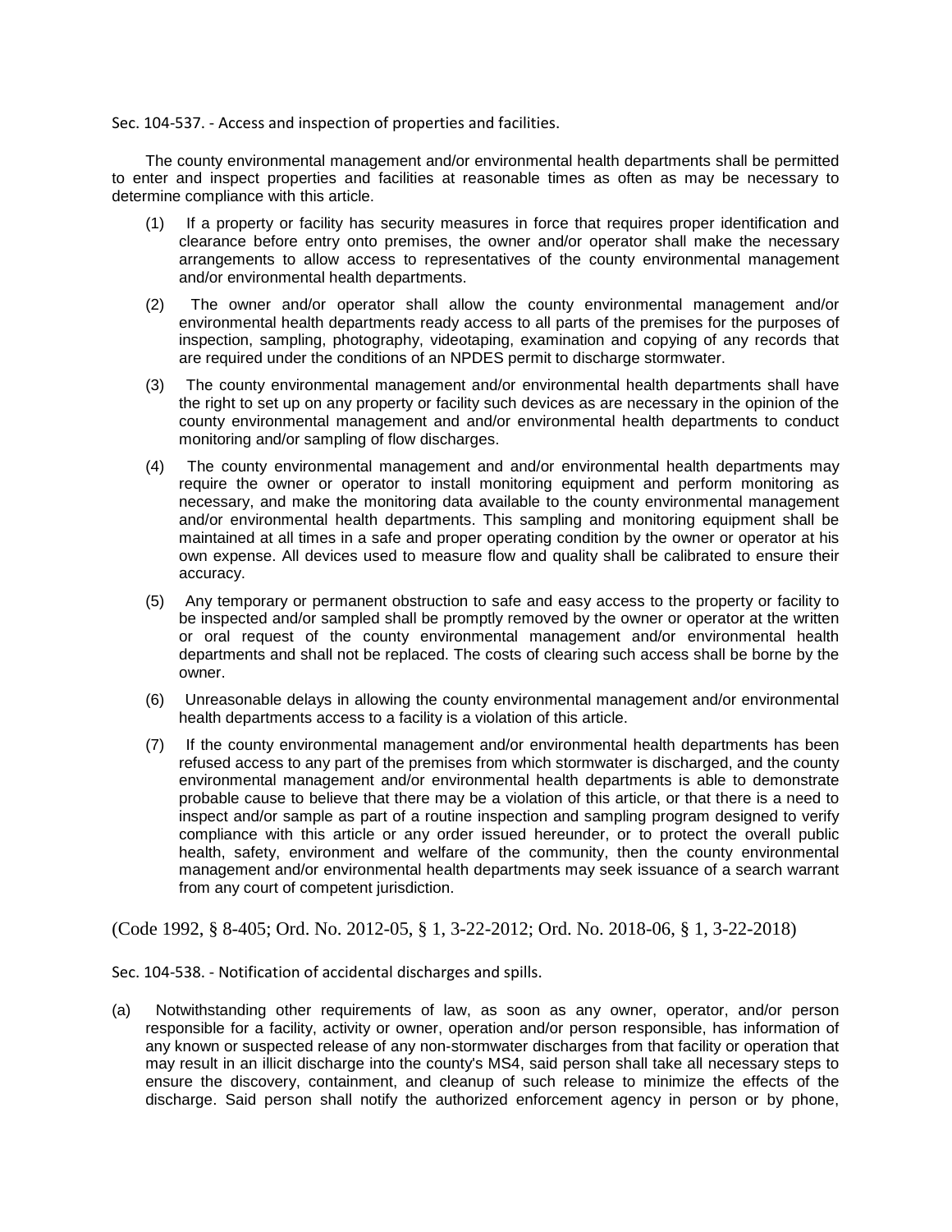Sec. 104-537. - Access and inspection of properties and facilities.

The county environmental management and/or environmental health departments shall be permitted to enter and inspect properties and facilities at reasonable times as often as may be necessary to determine compliance with this article.

(1) If a property or facility has security measures in force that requires proper identification and clearance before entry onto premises, the owner and/or operator shall make the necessary arrangements to allow access to representatives of the county environmental management and/or environmental health departments.

(2) The owner and/or operator shall allow the county environmental management and/or environmental health departments ready access to all parts of the premises for the purposes of inspection, sampling, photography, videotaping, examination and copying of any records that are required under the conditions of an NPDES permit to discharge stormwater.

(3) The county environmental management and/or environmental health departments shall have the right to set up on any property or facility such devices as are necessary in the opinion of the county environmental management and and/or environmental health departments to conduct monitoring and/or sampling of flow discharges.

(4) The county environmental management and and/or environmental health departments may require the owner or operator to install monitoring equipment and perform monitoring as necessary, and make the monitoring data available to the county environmental management and/or environmental health departments. This sampling and monitoring equipment shall be maintained at all times in a safe and proper operating condition by the owner or operator at his own expense. All devices used to measure flow and quality shall be calibrated to ensure their accuracy.

(5) Any temporary or permanent obstruction to safe and easy access to the property or facility to be inspected and/or sampled shall be promptly removed by the owner or operator at the written or oral request of the county environmental management and/or environmental health departments and shall not be replaced. The costs of clearing such access shall be borne by the owner.

(6) Unreasonable delays in allowing the county environmental management and/or environmental health departments access to a facility is a violation of this article.

(7) If the county environmental management and/or environmental health departments has been refused access to any part of the premises from which stormwater is discharged, and the county environmental management and/or environmental health departments is able to demonstrate probable cause to believe that there may be a violation of this article, or that there is a need to inspect and/or sample as part of a routine inspection and sampling program designed to verify compliance with this article or any order issued hereunder, or to protect the overall public health, safety, environment and welfare of the community, then the county environmental management and/or environmental health departments may seek issuance of a search warrant from any court of competent jurisdiction.

(Code 1992, § 8-405; Ord. No. 2012-05, § 1, 3-22-2012; Ord. No. 2018-06, § 1, 3-22-2018)

Sec. 104-538. - Notification of accidental discharges and spills.

(a) Notwithstanding other requirements of law, as soon as any owner, operator, and/or person responsible for a facility, activity or owner, operation and/or person responsible, has information of any known or suspected release of any non-stormwater discharges from that facility or operation that may result in an illicit discharge into the county's MS4, said person shall take all necessary steps to ensure the discovery, containment, and cleanup of such release to minimize the effects of the discharge. Said person shall notify the authorized enforcement agency in person or by phone,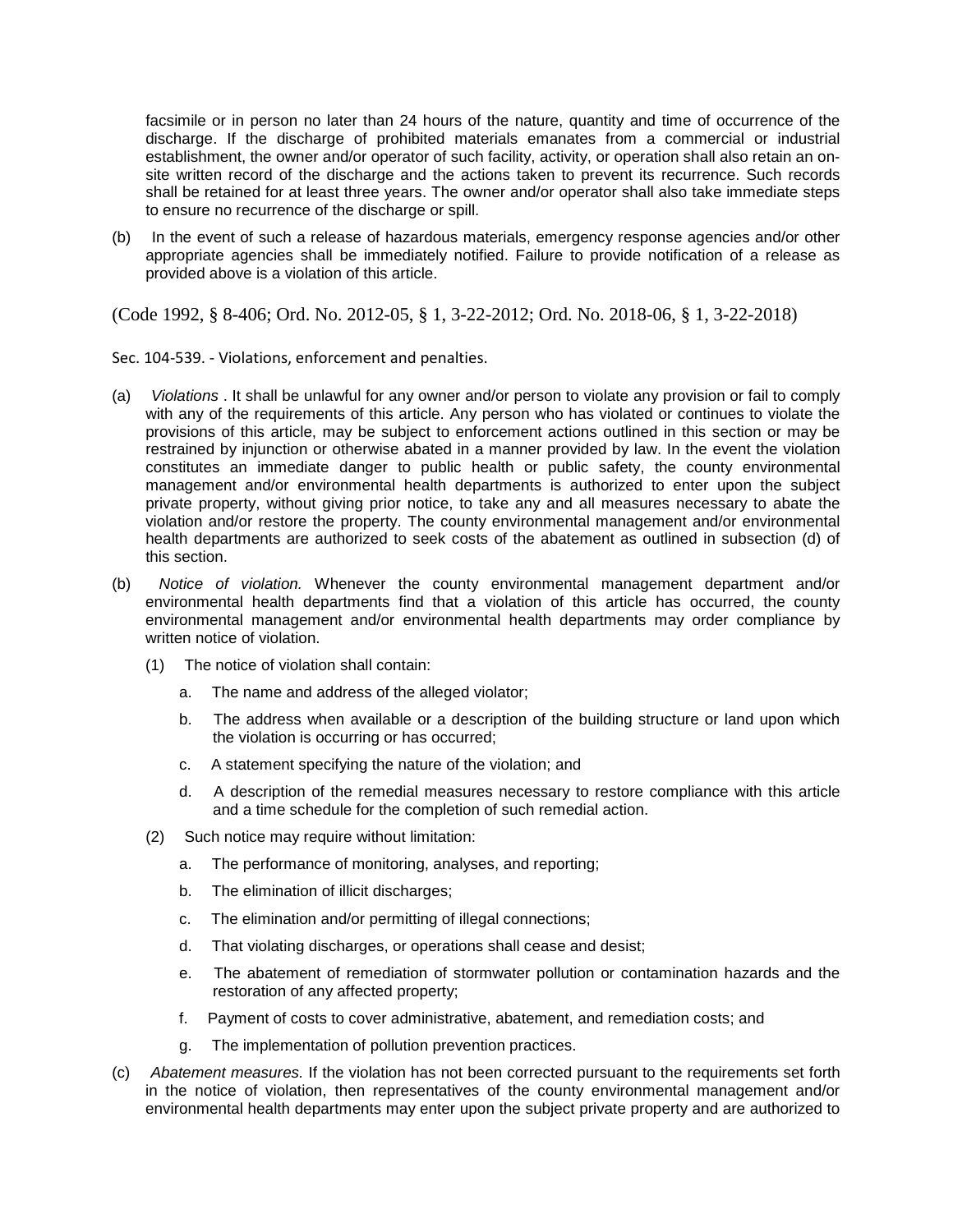facsimile or in person no later than 24 hours of the nature, quantity and time of occurrence of the discharge. If the discharge of prohibited materials emanates from a commercial or industrial establishment, the owner and/or operator of such facility, activity, or operation shall also retain an on-site written record of the discharge and the actions taken to prevent its recurrence. Such records shall be retained for at least three years. The owner and/or operator shall also take immediate steps to ensure no recurrence of the discharge or spill.

(b) In the event of such a release of hazardous materials, emergency response agencies and/or other appropriate agencies shall be immediately notified. Failure to provide notification of a release as provided above is a violation of this article.

(Code 1992, § 8-406; Ord. No. 2012-05, § 1, 3-22-2012; Ord. No. 2018-06, § 1, 3-22-2018)

Sec. 104-539. - Violations, enforcement and penalties.

(a) *Violations* . It shall be unlawful for any owner and/or person to violate any provision or fail to comply with any of the requirements of this article. Any person who has violated or continues to violate the provisions of this article, may be subject to enforcement actions outlined in this section or may be restrained by injunction or otherwise abated in a manner provided by law. In the event the violation constitutes an immediate danger to public health or public safety, the county environmental management and/or environmental health departments is authorized to enter upon the subject private property, without giving prior notice, to take any and all measures necessary to abate the violation and/or restore the property. The county environmental management and/or environmental health departments are authorized to seek costs of the abatement as outlined in subsection (d) of this section.

(b) *Notice of violation.* Whenever the county environmental management department and/or environmental health departments find that a violation of this article has occurred, the county environmental management and/or environmental health departments may order compliance by written notice of violation.

(1) The notice of violation shall contain:

a. The name and address of the alleged violator;

b. The address when available or a description of the building structure or land upon which the violation is occurring or has occurred;

c. A statement specifying the nature of the violation; and

d. A description of the remedial measures necessary to restore compliance with this article and a time schedule for the completion of such remedial action.

(2) Such notice may require without limitation:

a. The performance of monitoring, analyses, and reporting;

b. The elimination of illicit discharges;

c. The elimination and/or permitting of illegal connections;

d. That violating discharges, or operations shall cease and desist;

e. The abatement of remediation of stormwater pollution or contamination hazards and the restoration of any affected property;

f. Payment of costs to cover administrative, abatement, and remediation costs; and

g. The implementation of pollution prevention practices.

(c) *Abatement measures.* If the violation has not been corrected pursuant to the requirements set forth in the notice of violation, then representatives of the county environmental management and/or environmental health departments may enter upon the subject private property and are authorized to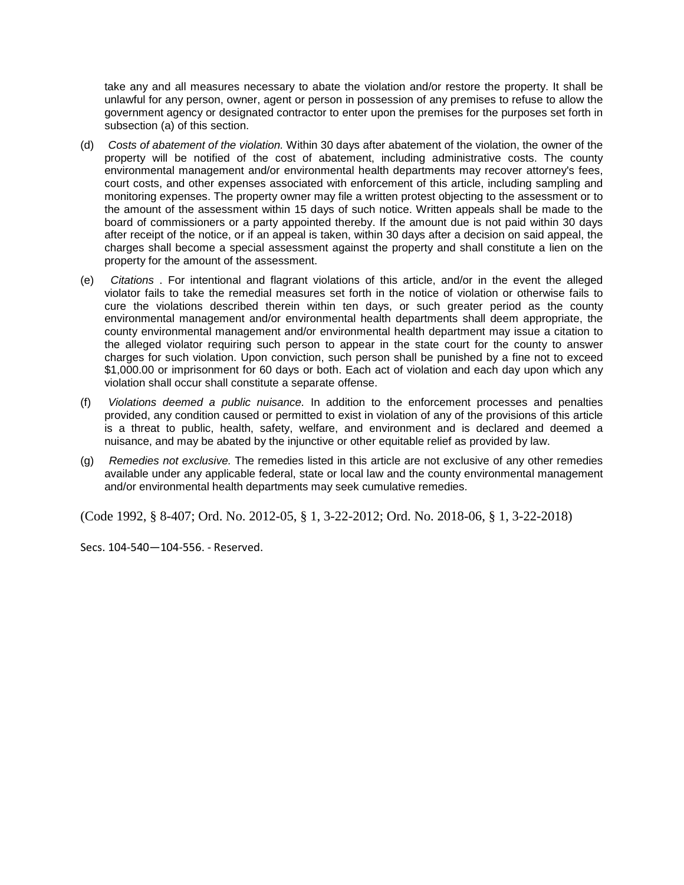take any and all measures necessary to abate the violation and/or restore the property. It shall be unlawful for any person, owner, agent or person in possession of any premises to refuse to allow the government agency or designated contractor to enter upon the premises for the purposes set forth in subsection (a) of this section.

(d) *Costs of abatement of the violation.* Within 30 days after abatement of the violation, the owner of the property will be notified of the cost of abatement, including administrative costs. The county environmental management and/or environmental health departments may recover attorney's fees, court costs, and other expenses associated with enforcement of this article, including sampling and monitoring expenses. The property owner may file a written protest objecting to the assessment or to the amount of the assessment within 15 days of such notice. Written appeals shall be made to the board of commissioners or a party appointed thereby. If the amount due is not paid within 30 days after receipt of the notice, or if an appeal is taken, within 30 days after a decision on said appeal, the charges shall become a special assessment against the property and shall constitute a lien on the property for the amount of the assessment.

(e) *Citations* . For intentional and flagrant violations of this article, and/or in the event the alleged violator fails to take the remedial measures set forth in the notice of violation or otherwise fails to cure the violations described therein within ten days, or such greater period as the county environmental management and/or environmental health departments shall deem appropriate, the county environmental management and/or environmental health department may issue a citation to the alleged violator requiring such person to appear in the state court for the county to answer charges for such violation. Upon conviction, such person shall be punished by a fine not to exceed $1,000.00 or imprisonment for 60 days or both. Each act of violation and each day upon which any violation shall occur shall constitute a separate offense.

(f) *Violations deemed a public nuisance.* In addition to the enforcement processes and penalties provided, any condition caused or permitted to exist in violation of any of the provisions of this article is a threat to public, health, safety, welfare, and environment and is declared and deemed a nuisance, and may be abated by the injunctive or other equitable relief as provided by law.

(g) *Remedies not exclusive.* The remedies listed in this article are not exclusive of any other remedies available under any applicable federal, state or local law and the county environmental management and/or environmental health departments may seek cumulative remedies.

(Code 1992, § 8-407; Ord. No. 2012-05, § 1, 3-22-2012; Ord. No. 2018-06, § 1, 3-22-2018)

Secs. 104-540—104-556. - Reserved.